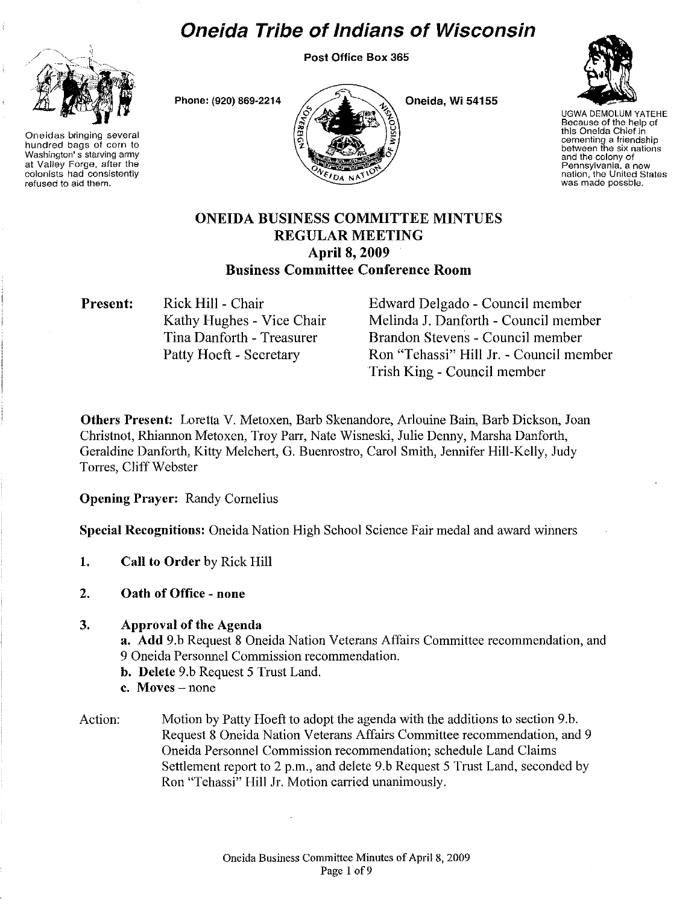# Oneida Tribe of Indians of Wisconsin

Oneidas bringing several hundred bags of corn to Washington's starving army at Valley Forge, after the colonists had consistently refused to aid them.

Post Office Box 365

Phone: (920) 869-2214

Oneida, Wi 54155

UGWA DEMOLUM YATEHE
Because of the help of this Oneida Chief in cementing a friendship between the six nations and the colony of Pennsylvania, a new nation, the United States was made possble.

## ONEIDA BUSINESS COMMITTEE MINTUES
## REGULAR MEETING
## April 8, 2009
## Business Committee Conference Room

**Present:**

Rick Hill - Chair
Kathy Hughes - Vice Chair
Tina Danforth - Treasurer
Patty Hoeft - Secretary
Edward Delgado - Council member
Melinda J. Danforth - Council member
Brandon Stevens - Council member
Ron "Tehassi" Hill Jr. - Council member
Trish King - Council member

**Others Present:** Loretta V. Metoxen, Barb Skenandore, Arlouine Bain, Barb Dickson, Joan Christnot, Rhiannon Metoxen, Troy Parr, Nate Wisneski, Julie Denny, Marsha Danforth, Geraldine Danforth, Kitty Melchert, G. Buenrostro, Carol Smith, Jennifer Hill-Kelly, Judy Torres, Cliff Webster

**Opening Prayer:** Randy Cornelius

**Special Recognitions:** Oneida Nation High School Science Fair medal and award winners

1. **Call to Order** by Rick Hill

2. **Oath of Office - none**

3. **Approval of the Agenda**
   a. **Add** 9.b Request 8 Oneida Nation Veterans Affairs Committee recommendation, and 9 Oneida Personnel Commission recommendation.
   b. **Delete** 9.b Request 5 Trust Land.
   c. **Moves** – none

Action: Motion by Patty Hoeft to adopt the agenda with the additions to section 9.b. Request 8 Oneida Nation Veterans Affairs Committee recommendation, and 9 Oneida Personnel Commission recommendation; schedule Land Claims Settlement report to 2 p.m., and delete 9.b Request 5 Trust Land, seconded by Ron "Tehassi" Hill Jr. Motion carried unanimously.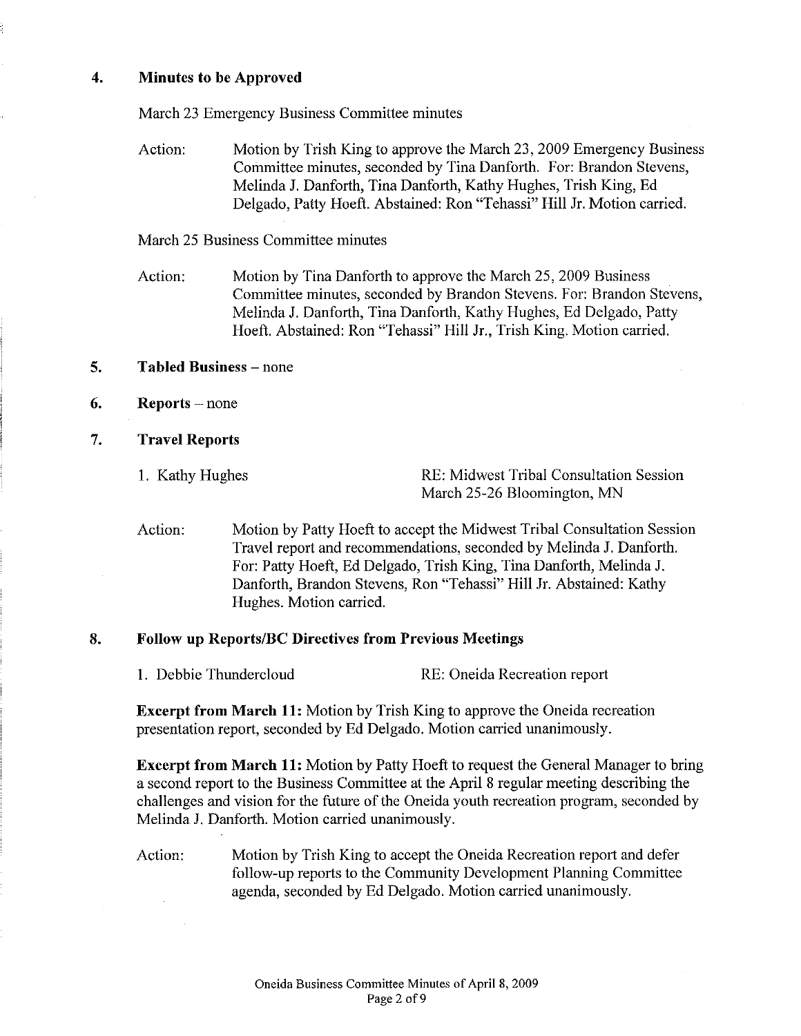## 4. Minutes to be Approved

March 23 Emergency Business Committee minutes

Action: Motion by Trish King to approve the March 23, 2009 Emergency Business Committee minutes, seconded by Tina Danforth. For: Brandon Stevens, Melinda J. Danforth, Tina Danforth, Kathy Hughes, Trish King, Ed Delgado, Patty Hoeft. Abstained: Ron "Tehassi" Hill Jr. Motion carried.

March 25 Business Committee minutes

Action: Motion by Tina Danforth to approve the March 25, 2009 Business Committee minutes, seconded by Brandon Stevens. For: Brandon Stevens, Melinda J. Danforth, Tina Danforth, Kathy Hughes, Ed Delgado, Patty Hoeft. Abstained: Ron "Tehassi" Hill Jr., Trish King. Motion carried.

## 5. Tabled Business – none

## 6. Reports – none

## 7. Travel Reports

1. Kathy Hughes — RE: Midwest Tribal Consultation Session March 25-26 Bloomington, MN

Action: Motion by Patty Hoeft to accept the Midwest Tribal Consultation Session Travel report and recommendations, seconded by Melinda J. Danforth. For: Patty Hoeft, Ed Delgado, Trish King, Tina Danforth, Melinda J. Danforth, Brandon Stevens, Ron "Tehassi" Hill Jr. Abstained: Kathy Hughes. Motion carried.

## 8. Follow up Reports/BC Directives from Previous Meetings

1. Debbie Thundercloud — RE: Oneida Recreation report

**Excerpt from March 11:** Motion by Trish King to approve the Oneida recreation presentation report, seconded by Ed Delgado. Motion carried unanimously.

**Excerpt from March 11:** Motion by Patty Hoeft to request the General Manager to bring a second report to the Business Committee at the April 8 regular meeting describing the challenges and vision for the future of the Oneida youth recreation program, seconded by Melinda J. Danforth. Motion carried unanimously.

Action: Motion by Trish King to accept the Oneida Recreation report and defer follow-up reports to the Community Development Planning Committee agenda, seconded by Ed Delgado. Motion carried unanimously.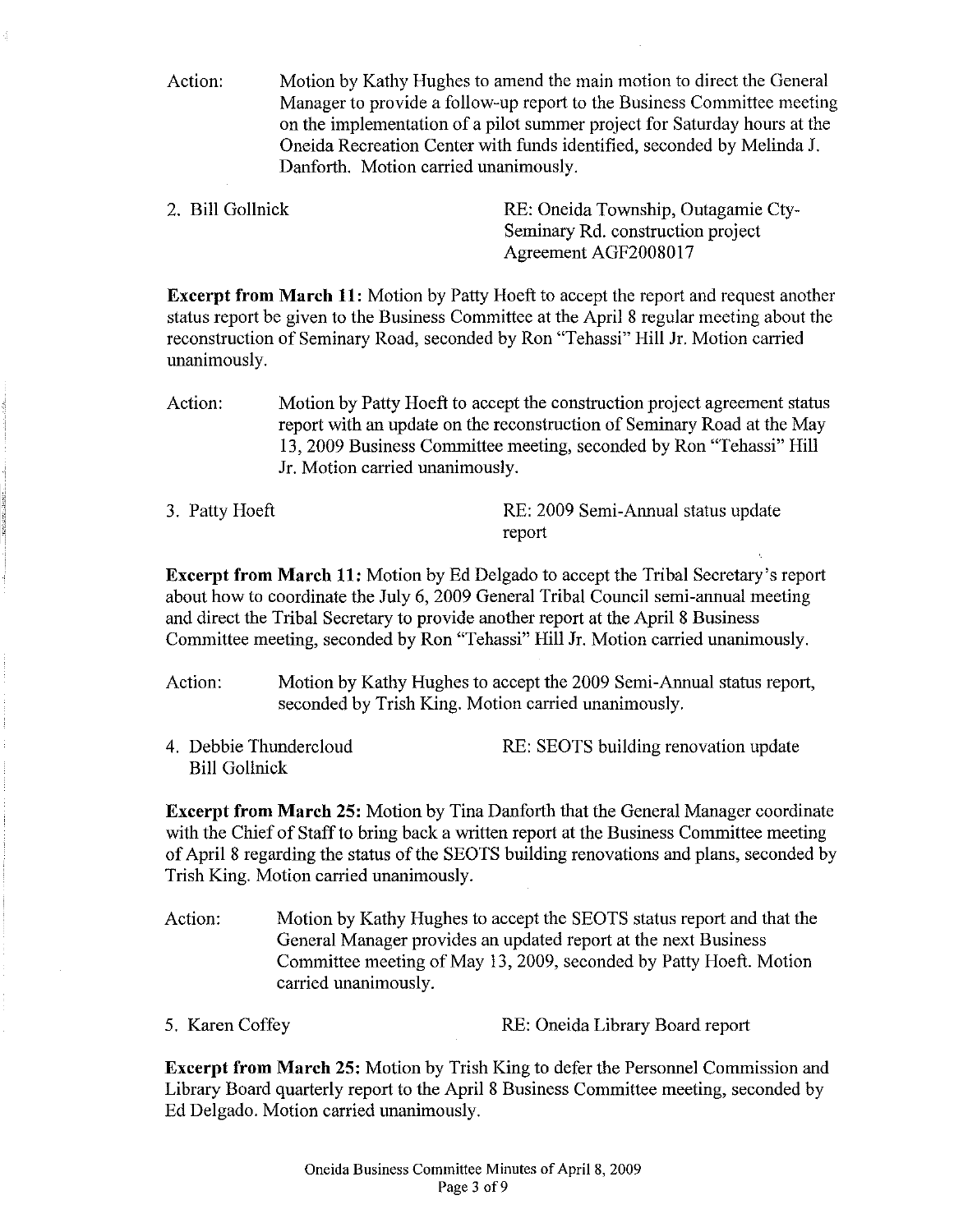Action: Motion by Kathy Hughes to amend the main motion to direct the General Manager to provide a follow-up report to the Business Committee meeting on the implementation of a pilot summer project for Saturday hours at the Oneida Recreation Center with funds identified, seconded by Melinda J. Danforth. Motion carried unanimously.

2. Bill Gollnick — RE: Oneida Township, Outagamie Cty-Seminary Rd. construction project Agreement AGF2008017

**Excerpt from March 11:** Motion by Patty Hoeft to accept the report and request another status report be given to the Business Committee at the April 8 regular meeting about the reconstruction of Seminary Road, seconded by Ron "Tehassi" Hill Jr. Motion carried unanimously.

Action: Motion by Patty Hoeft to accept the construction project agreement status report with an update on the reconstruction of Seminary Road at the May 13, 2009 Business Committee meeting, seconded by Ron "Tehassi" Hill Jr. Motion carried unanimously.

3. Patty Hoeft — RE: 2009 Semi-Annual status update report

**Excerpt from March 11:** Motion by Ed Delgado to accept the Tribal Secretary's report about how to coordinate the July 6, 2009 General Tribal Council semi-annual meeting and direct the Tribal Secretary to provide another report at the April 8 Business Committee meeting, seconded by Ron "Tehassi" Hill Jr. Motion carried unanimously.

Action: Motion by Kathy Hughes to accept the 2009 Semi-Annual status report, seconded by Trish King. Motion carried unanimously.

4. Debbie Thundercloud, Bill Gollnick — RE: SEOTS building renovation update

**Excerpt from March 25:** Motion by Tina Danforth that the General Manager coordinate with the Chief of Staff to bring back a written report at the Business Committee meeting of April 8 regarding the status of the SEOTS building renovations and plans, seconded by Trish King. Motion carried unanimously.

Action: Motion by Kathy Hughes to accept the SEOTS status report and that the General Manager provides an updated report at the next Business Committee meeting of May 13, 2009, seconded by Patty Hoeft. Motion carried unanimously.

5. Karen Coffey — RE: Oneida Library Board report

**Excerpt from March 25:** Motion by Trish King to defer the Personnel Commission and Library Board quarterly report to the April 8 Business Committee meeting, seconded by Ed Delgado. Motion carried unanimously.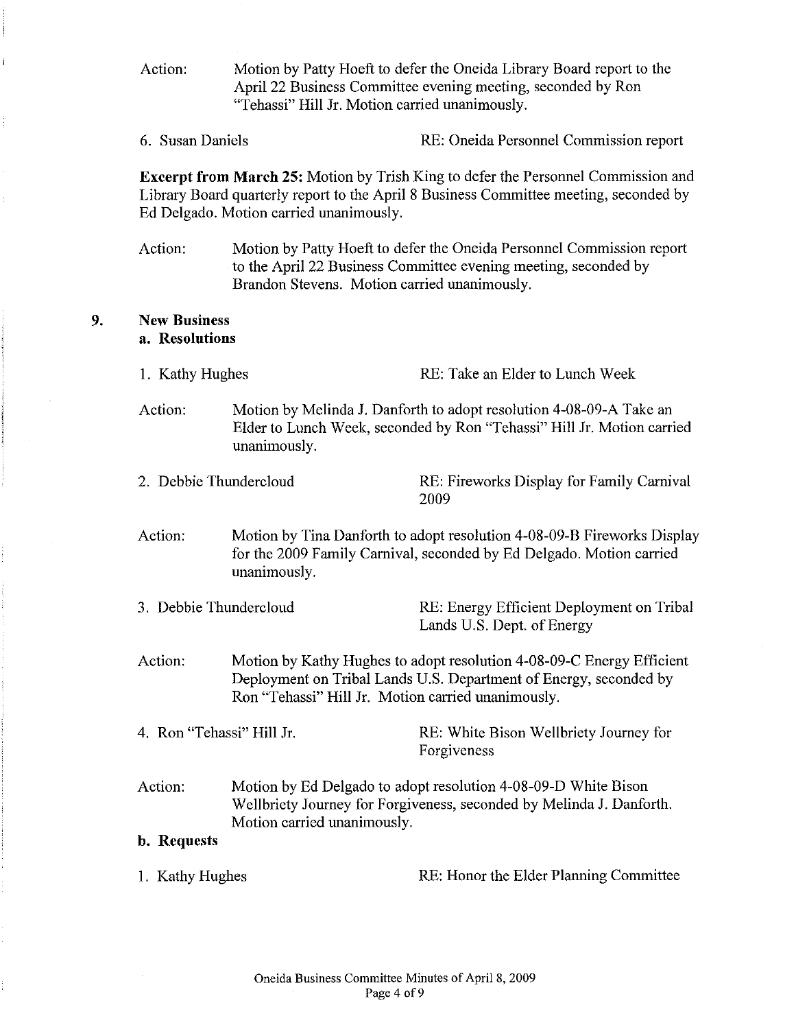Action: Motion by Patty Hoeft to defer the Oneida Library Board report to the April 22 Business Committee evening meeting, seconded by Ron "Tehassi" Hill Jr. Motion carried unanimously.

6. Susan Daniels — RE: Oneida Personnel Commission report

**Excerpt from March 25:** Motion by Trish King to defer the Personnel Commission and Library Board quarterly report to the April 8 Business Committee meeting, seconded by Ed Delgado. Motion carried unanimously.

Action: Motion by Patty Hoeft to defer the Oneida Personnel Commission report to the April 22 Business Committee evening meeting, seconded by Brandon Stevens. Motion carried unanimously.

## 9. New Business

### a. Resolutions

1. Kathy Hughes — RE: Take an Elder to Lunch Week

Action: Motion by Melinda J. Danforth to adopt resolution 4-08-09-A Take an Elder to Lunch Week, seconded by Ron "Tehassi" Hill Jr. Motion carried unanimously.

2. Debbie Thundercloud — RE: Fireworks Display for Family Carnival 2009

Action: Motion by Tina Danforth to adopt resolution 4-08-09-B Fireworks Display for the 2009 Family Carnival, seconded by Ed Delgado. Motion carried unanimously.

3. Debbie Thundercloud — RE: Energy Efficient Deployment on Tribal Lands U.S. Dept. of Energy

Action: Motion by Kathy Hughes to adopt resolution 4-08-09-C Energy Efficient Deployment on Tribal Lands U.S. Department of Energy, seconded by Ron "Tehassi" Hill Jr. Motion carried unanimously.

4. Ron "Tehassi" Hill Jr. — RE: White Bison Wellbriety Journey for Forgiveness

Action: Motion by Ed Delgado to adopt resolution 4-08-09-D White Bison Wellbriety Journey for Forgiveness, seconded by Melinda J. Danforth. Motion carried unanimously.

### b. Requests

1. Kathy Hughes — RE: Honor the Elder Planning Committee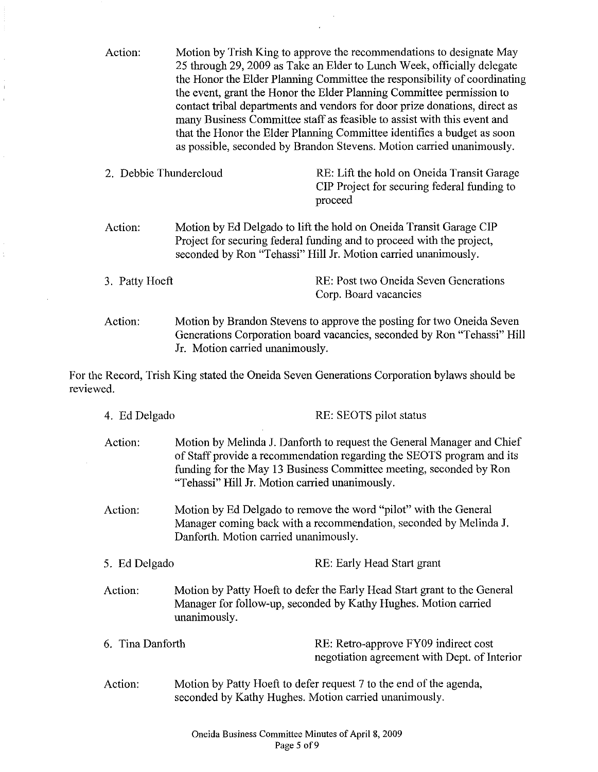Action: Motion by Trish King to approve the recommendations to designate May 25 through 29, 2009 as Take an Elder to Lunch Week, officially delegate the Honor the Elder Planning Committee the responsibility of coordinating the event, grant the Honor the Elder Planning Committee permission to contact tribal departments and vendors for door prize donations, direct as many Business Committee staff as feasible to assist with this event and that the Honor the Elder Planning Committee identifies a budget as soon as possible, seconded by Brandon Stevens. Motion carried unanimously.

2. Debbie Thundercloud RE: Lift the hold on Oneida Transit Garage CIP Project for securing federal funding to proceed

Action: Motion by Ed Delgado to lift the hold on Oneida Transit Garage CIP Project for securing federal funding and to proceed with the project, seconded by Ron "Tehassi" Hill Jr. Motion carried unanimously.

3. Patty Hoeft RE: Post two Oneida Seven Generations Corp. Board vacancies

Action: Motion by Brandon Stevens to approve the posting for two Oneida Seven Generations Corporation board vacancies, seconded by Ron "Tehassi" Hill Jr. Motion carried unanimously.

For the Record, Trish King stated the Oneida Seven Generations Corporation bylaws should be reviewed.

4. Ed Delgado RE: SEOTS pilot status

Action: Motion by Melinda J. Danforth to request the General Manager and Chief of Staff provide a recommendation regarding the SEOTS program and its funding for the May 13 Business Committee meeting, seconded by Ron "Tehassi" Hill Jr. Motion carried unanimously.

Action: Motion by Ed Delgado to remove the word "pilot" with the General Manager coming back with a recommendation, seconded by Melinda J. Danforth. Motion carried unanimously.

5. Ed Delgado RE: Early Head Start grant

Action: Motion by Patty Hoeft to defer the Early Head Start grant to the General Manager for follow-up, seconded by Kathy Hughes. Motion carried unanimously.

6. Tina Danforth RE: Retro-approve FY09 indirect cost negotiation agreement with Dept. of Interior

Action: Motion by Patty Hoeft to defer request 7 to the end of the agenda, seconded by Kathy Hughes. Motion carried unanimously.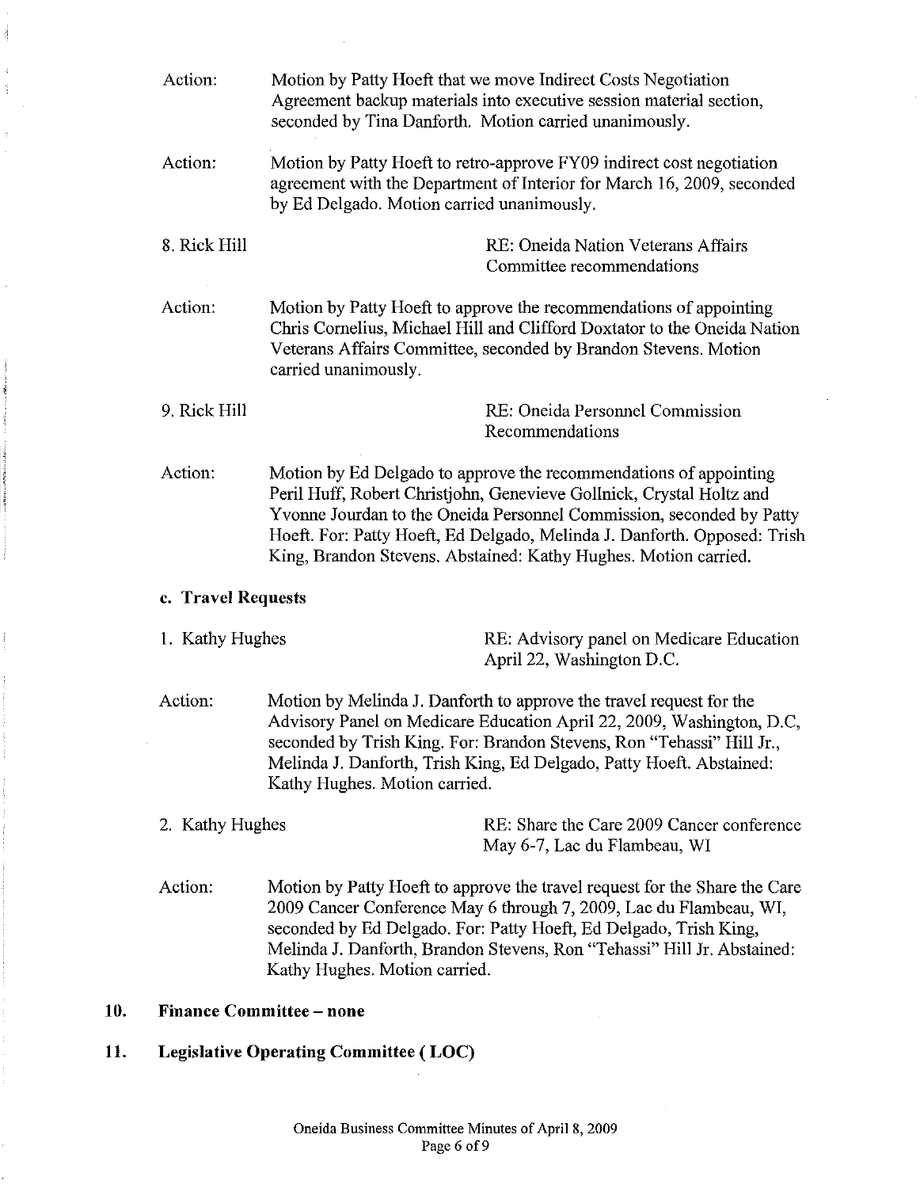Action: Motion by Patty Hoeft that we move Indirect Costs Negotiation Agreement backup materials into executive session material section, seconded by Tina Danforth. Motion carried unanimously.

Action: Motion by Patty Hoeft to retro-approve FY09 indirect cost negotiation agreement with the Department of Interior for March 16, 2009, seconded by Ed Delgado. Motion carried unanimously.

8. Rick Hill — RE: Oneida Nation Veterans Affairs Committee recommendations

Action: Motion by Patty Hoeft to approve the recommendations of appointing Chris Cornelius, Michael Hill and Clifford Doxtator to the Oneida Nation Veterans Affairs Committee, seconded by Brandon Stevens. Motion carried unanimously.

9. Rick Hill — RE: Oneida Personnel Commission Recommendations

Action: Motion by Ed Delgado to approve the recommendations of appointing Peril Huff, Robert Christjohn, Genevieve Gollnick, Crystal Holtz and Yvonne Jourdan to the Oneida Personnel Commission, seconded by Patty Hoeft. For: Patty Hoeft, Ed Delgado, Melinda J. Danforth. Opposed: Trish King, Brandon Stevens. Abstained: Kathy Hughes. Motion carried.

**c. Travel Requests**

1. Kathy Hughes — RE: Advisory panel on Medicare Education April 22, Washington D.C.

Action: Motion by Melinda J. Danforth to approve the travel request for the Advisory Panel on Medicare Education April 22, 2009, Washington, D.C, seconded by Trish King. For: Brandon Stevens, Ron "Tehassi" Hill Jr., Melinda J. Danforth, Trish King, Ed Delgado, Patty Hoeft. Abstained: Kathy Hughes. Motion carried.

2. Kathy Hughes — RE: Share the Care 2009 Cancer conference May 6-7, Lac du Flambeau, WI

Action: Motion by Patty Hoeft to approve the travel request for the Share the Care 2009 Cancer Conference May 6 through 7, 2009, Lac du Flambeau, WI, seconded by Ed Delgado. For: Patty Hoeft, Ed Delgado, Trish King, Melinda J. Danforth, Brandon Stevens, Ron "Tehassi" Hill Jr. Abstained: Kathy Hughes. Motion carried.

**10. Finance Committee – none**

**11. Legislative Operating Committee ( LOC)**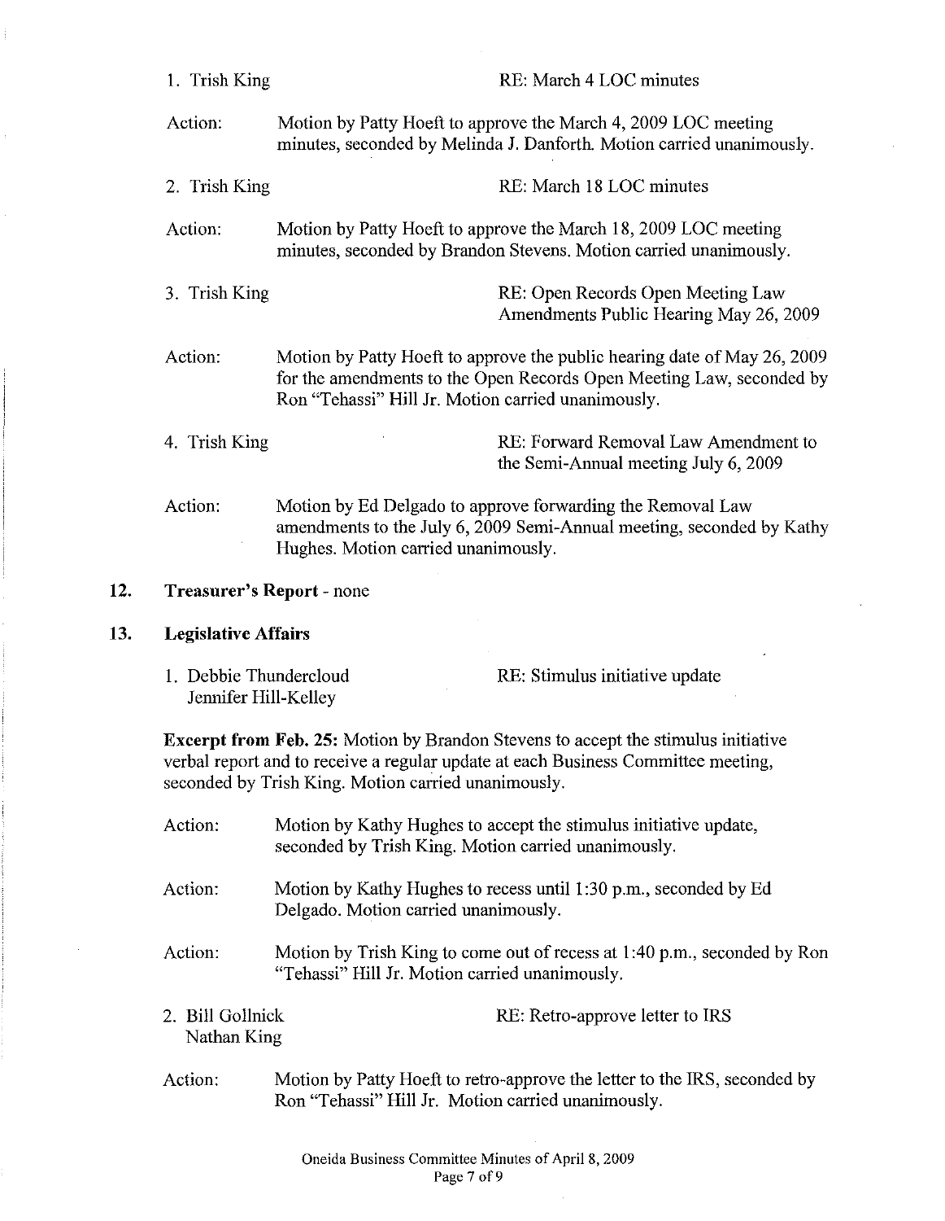1. Trish King RE: March 4 LOC minutes

Action: Motion by Patty Hoeft to approve the March 4, 2009 LOC meeting minutes, seconded by Melinda J. Danforth. Motion carried unanimously.

2. Trish King RE: March 18 LOC minutes

Action: Motion by Patty Hoeft to approve the March 18, 2009 LOC meeting minutes, seconded by Brandon Stevens. Motion carried unanimously.

3. Trish King RE: Open Records Open Meeting Law Amendments Public Hearing May 26, 2009

Action: Motion by Patty Hoeft to approve the public hearing date of May 26, 2009 for the amendments to the Open Records Open Meeting Law, seconded by Ron "Tehassi" Hill Jr. Motion carried unanimously.

4. Trish King RE: Forward Removal Law Amendment to the Semi-Annual meeting July 6, 2009

Action: Motion by Ed Delgado to approve forwarding the Removal Law amendments to the July 6, 2009 Semi-Annual meeting, seconded by Kathy Hughes. Motion carried unanimously.

## 12. Treasurer's Report - none

## 13. Legislative Affairs

1. Debbie Thundercloud, Jennifer Hill-Kelley RE: Stimulus initiative update

**Excerpt from Feb. 25:** Motion by Brandon Stevens to accept the stimulus initiative verbal report and to receive a regular update at each Business Committee meeting, seconded by Trish King. Motion carried unanimously.

Action: Motion by Kathy Hughes to accept the stimulus initiative update, seconded by Trish King. Motion carried unanimously.

Action: Motion by Kathy Hughes to recess until 1:30 p.m., seconded by Ed Delgado. Motion carried unanimously.

Action: Motion by Trish King to come out of recess at 1:40 p.m., seconded by Ron "Tehassi" Hill Jr. Motion carried unanimously.

2. Bill Gollnick, Nathan King RE: Retro-approve letter to IRS

Action: Motion by Patty Hoeft to retro-approve the letter to the IRS, seconded by Ron "Tehassi" Hill Jr. Motion carried unanimously.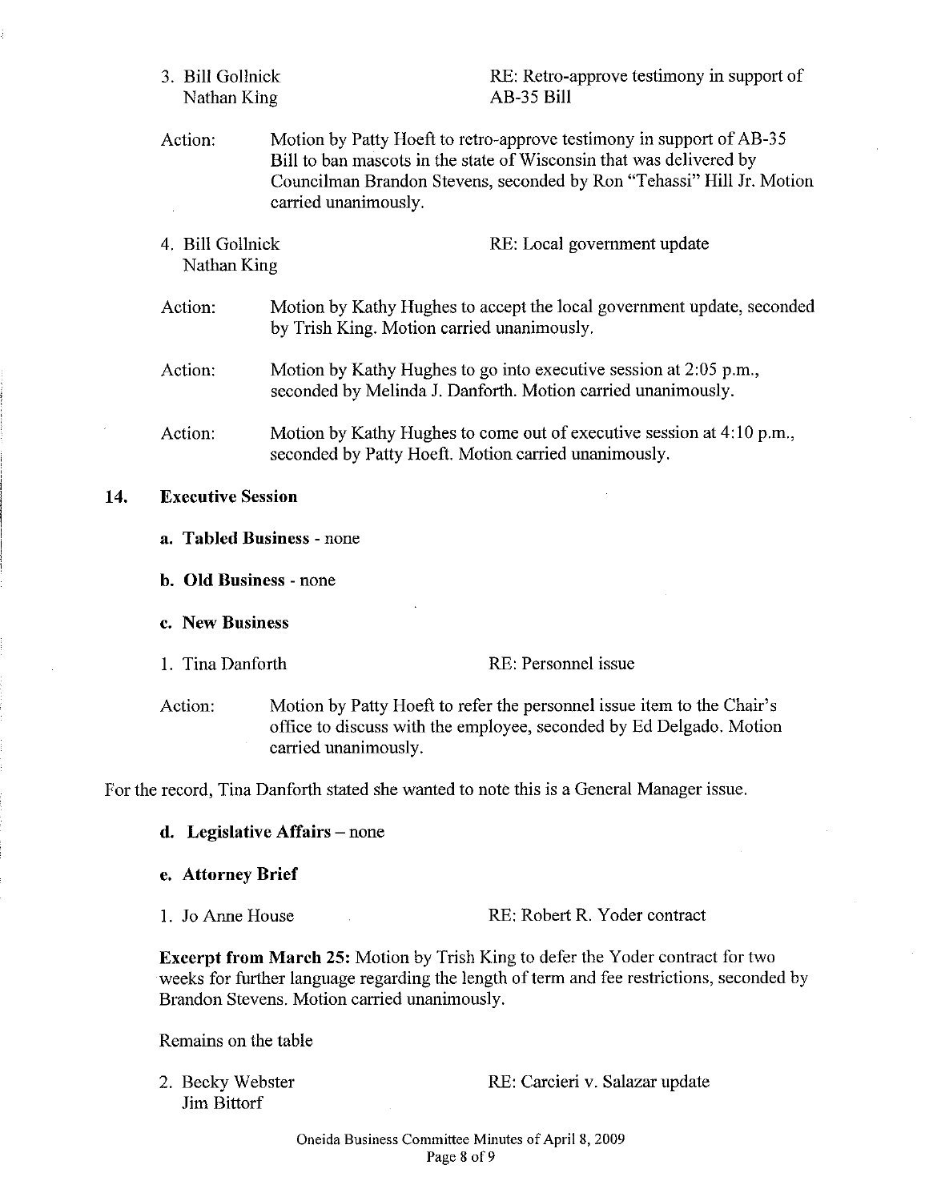3. Bill Gollnick
   Nathan King
   RE: Retro-approve testimony in support of AB-35 Bill

Action: Motion by Patty Hoeft to retro-approve testimony in support of AB-35 Bill to ban mascots in the state of Wisconsin that was delivered by Councilman Brandon Stevens, seconded by Ron "Tehassi" Hill Jr. Motion carried unanimously.

4. Bill Gollnick
   Nathan King
   RE: Local government update

Action: Motion by Kathy Hughes to accept the local government update, seconded by Trish King. Motion carried unanimously.

Action: Motion by Kathy Hughes to go into executive session at 2:05 p.m., seconded by Melinda J. Danforth. Motion carried unanimously.

Action: Motion by Kathy Hughes to come out of executive session at 4:10 p.m., seconded by Patty Hoeft. Motion carried unanimously.

## 14. Executive Session

**a. Tabled Business** - none

**b. Old Business** - none

**c. New Business**

1. Tina Danforth
   RE: Personnel issue

Action: Motion by Patty Hoeft to refer the personnel issue item to the Chair's office to discuss with the employee, seconded by Ed Delgado. Motion carried unanimously.

For the record, Tina Danforth stated she wanted to note this is a General Manager issue.

**d. Legislative Affairs** – none

**e. Attorney Brief**

1. Jo Anne House
   RE: Robert R. Yoder contract

**Excerpt from March 25:** Motion by Trish King to defer the Yoder contract for two weeks for further language regarding the length of term and fee restrictions, seconded by Brandon Stevens. Motion carried unanimously.

Remains on the table

2. Becky Webster
   Jim Bittorf
   RE: Carcieri v. Salazar update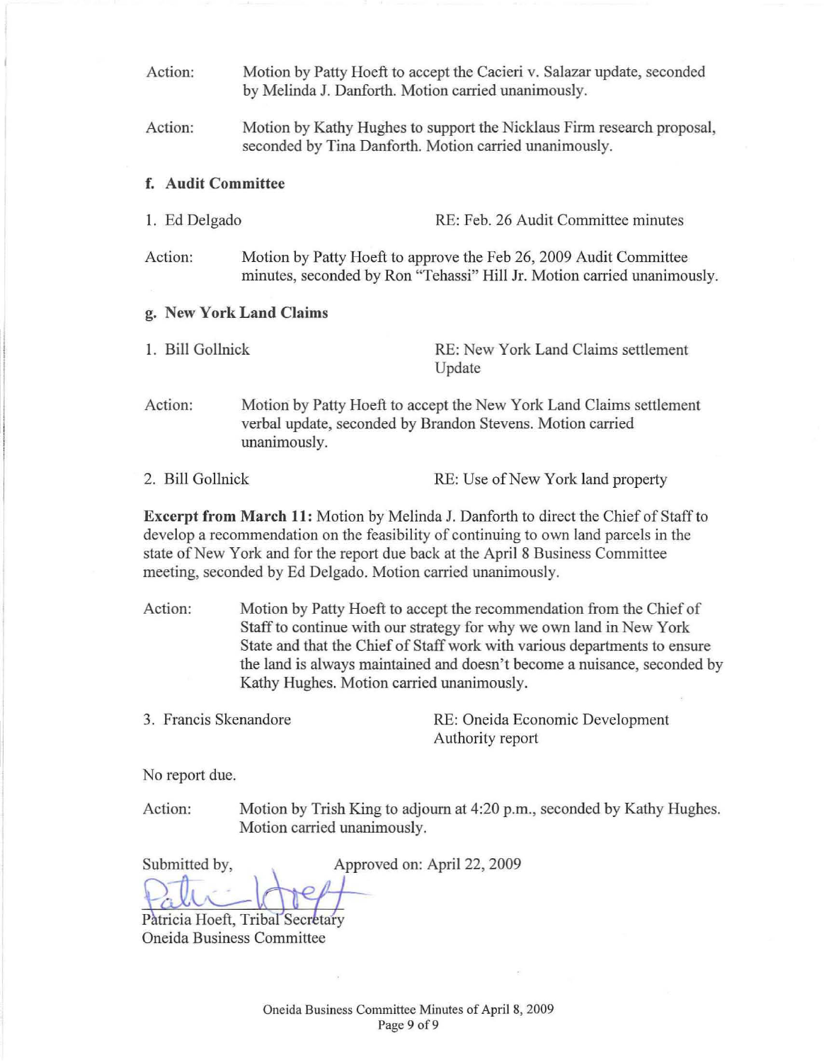Action: Motion by Patty Hoeft to accept the Cacieri v. Salazar update, seconded by Melinda J. Danforth. Motion carried unanimously.

Action: Motion by Kathy Hughes to support the Nicklaus Firm research proposal, seconded by Tina Danforth. Motion carried unanimously.

**f. Audit Committee**

1. Ed Delgado — RE: Feb. 26 Audit Committee minutes

Action: Motion by Patty Hoeft to approve the Feb 26, 2009 Audit Committee minutes, seconded by Ron "Tehassi" Hill Jr. Motion carried unanimously.

**g. New York Land Claims**

1. Bill Gollnick — RE: New York Land Claims settlement Update

Action: Motion by Patty Hoeft to accept the New York Land Claims settlement verbal update, seconded by Brandon Stevens. Motion carried unanimously.

2. Bill Gollnick — RE: Use of New York land property

**Excerpt from March 11:** Motion by Melinda J. Danforth to direct the Chief of Staff to develop a recommendation on the feasibility of continuing to own land parcels in the state of New York and for the report due back at the April 8 Business Committee meeting, seconded by Ed Delgado. Motion carried unanimously.

Action: Motion by Patty Hoeft to accept the recommendation from the Chief of Staff to continue with our strategy for why we own land in New York State and that the Chief of Staff work with various departments to ensure the land is always maintained and doesn't become a nuisance, seconded by Kathy Hughes. Motion carried unanimously.

3. Francis Skenandore — RE: Oneida Economic Development Authority report

No report due.

Action: Motion by Trish King to adjourn at 4:20 p.m., seconded by Kathy Hughes. Motion carried unanimously.

Submitted by, Approved on: April 22, 2009

Patricia Hoeft, Tribal Secretary
Oneida Business Committee